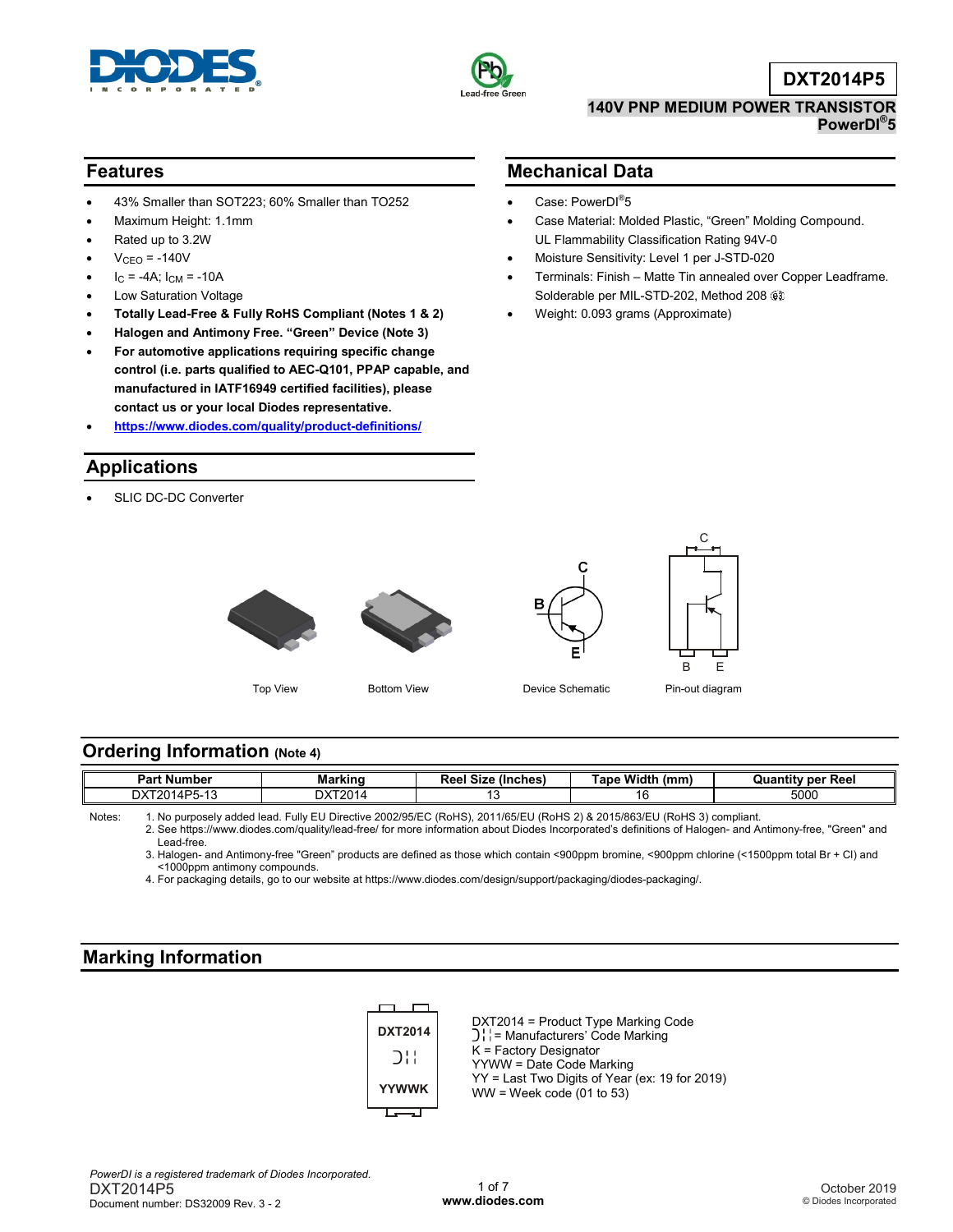# DXT2014P5

## 140V PNP MEDIUM POWER TRANSISTOR PowerDI®5

## Features

- 43% Smaller than SOT223; 60% Smaller than TO252
- Maximum Height: 1.1mm
- Rated up to 3.2W
- $V_{CEO}$ = -140V
- $I_C$ = -4A; $I_{CM}$ = -10A
- Low Saturation Voltage
- **Totally Lead-Free & Fully RoHS Compliant (Notes 1 & 2)**
- **Halogen and Antimony Free. "Green" Device (Note 3)**
- **For automotive applications requiring specific change control (i.e. parts qualified to AEC-Q101, PPAP capable, and manufactured in IATF16949 certified facilities), please contact us or your local Diodes representative.**
- **https://www.diodes.com/quality/product-definitions/**

## Mechanical Data

- Case: PowerDI®5
- Case Material: Molded Plastic, "Green" Molding Compound. UL Flammability Classification Rating 94V-0
- Moisture Sensitivity: Level 1 per J-STD-020
- Terminals: Finish – Matte Tin annealed over Copper Leadframe. Solderable per MIL-STD-202, Method 208
- Weight: 0.093 grams (Approximate)

## Applications

- SLIC DC-DC Converter

Top View    Bottom View    Device Schematic    Pin-out diagram

## Ordering Information (Note 4)

| Part Number | Marking | Reel Size (Inches) | Tape Width (mm) | Quantity per Reel |
|---|---|---|---|---|
| DXT2014P5-13 | DXT2014 | 13 | 16 | 5000 |

Notes:
1. No purposely added lead. Fully EU Directive 2002/95/EC (RoHS), 2011/65/EU (RoHS 2) & 2015/863/EU (RoHS 3) compliant.
2. See https://www.diodes.com/quality/lead-free/ for more information about Diodes Incorporated's definitions of Halogen- and Antimony-free, "Green" and Lead-free.
3. Halogen- and Antimony-free "Green" products are defined as those which contain <900ppm bromine, <900ppm chlorine (<1500ppm total Br + Cl) and <1000ppm antimony compounds.
4. For packaging details, go to our website at https://www.diodes.com/design/support/packaging/diodes-packaging/.

## Marking Information

DXT2014 = Product Type Marking Code
= Manufacturers' Code Marking
K = Factory Designator
YYWW = Date Code Marking
YY = Last Two Digits of Year (ex: 19 for 2019)
WW = Week code (01 to 53)

*PowerDI is a registered trademark of Diodes Incorporated.*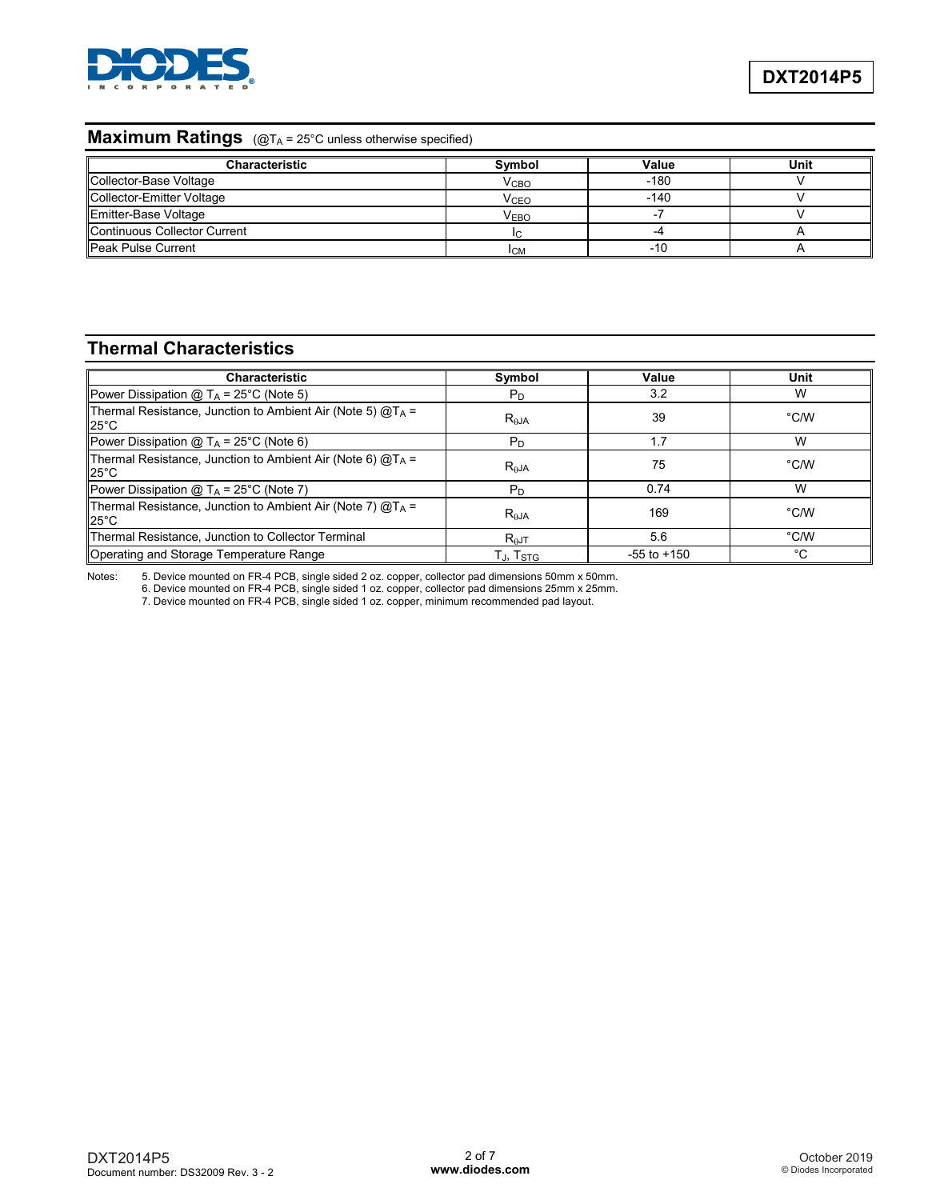## Maximum Ratings (@$T_A$ = 25°C unless otherwise specified)

| Characteristic | Symbol | Value | Unit |
|---|---|---|---|
| Collector-Base Voltage | $V_{CBO}$ | -180 | V |
| Collector-Emitter Voltage | $V_{CEO}$ | -140 | V |
| Emitter-Base Voltage | $V_{EBO}$ | -7 | V |
| Continuous Collector Current | $I_C$ | -4 | A |
| Peak Pulse Current | $I_{CM}$ | -10 | A |

## Thermal Characteristics

| Characteristic | Symbol | Value | Unit |
|---|---|---|---|
| Power Dissipation @ $T_A$ = 25°C (Note 5) | $P_D$ | 3.2 | W |
| Thermal Resistance, Junction to Ambient Air (Note 5) @$T_A$ = 25°C | $R_{\theta JA}$ | 39 | °C/W |
| Power Dissipation @ $T_A$ = 25°C (Note 6) | $P_D$ | 1.7 | W |
| Thermal Resistance, Junction to Ambient Air (Note 6) @$T_A$ = 25°C | $R_{\theta JA}$ | 75 | °C/W |
| Power Dissipation @ $T_A$ = 25°C (Note 7) | $P_D$ | 0.74 | W |
| Thermal Resistance, Junction to Ambient Air (Note 7) @$T_A$ = 25°C | $R_{\theta JA}$ | 169 | °C/W |
| Thermal Resistance, Junction to Collector Terminal | $R_{\theta JT}$ | 5.6 | °C/W |
| Operating and Storage Temperature Range | $T_J$, $T_{STG}$ | -55 to +150 | °C |

Notes:
5. Device mounted on FR-4 PCB, single sided 2 oz. copper, collector pad dimensions 50mm x 50mm.
6. Device mounted on FR-4 PCB, single sided 1 oz. copper, collector pad dimensions 25mm x 25mm.
7. Device mounted on FR-4 PCB, single sided 1 oz. copper, minimum recommended pad layout.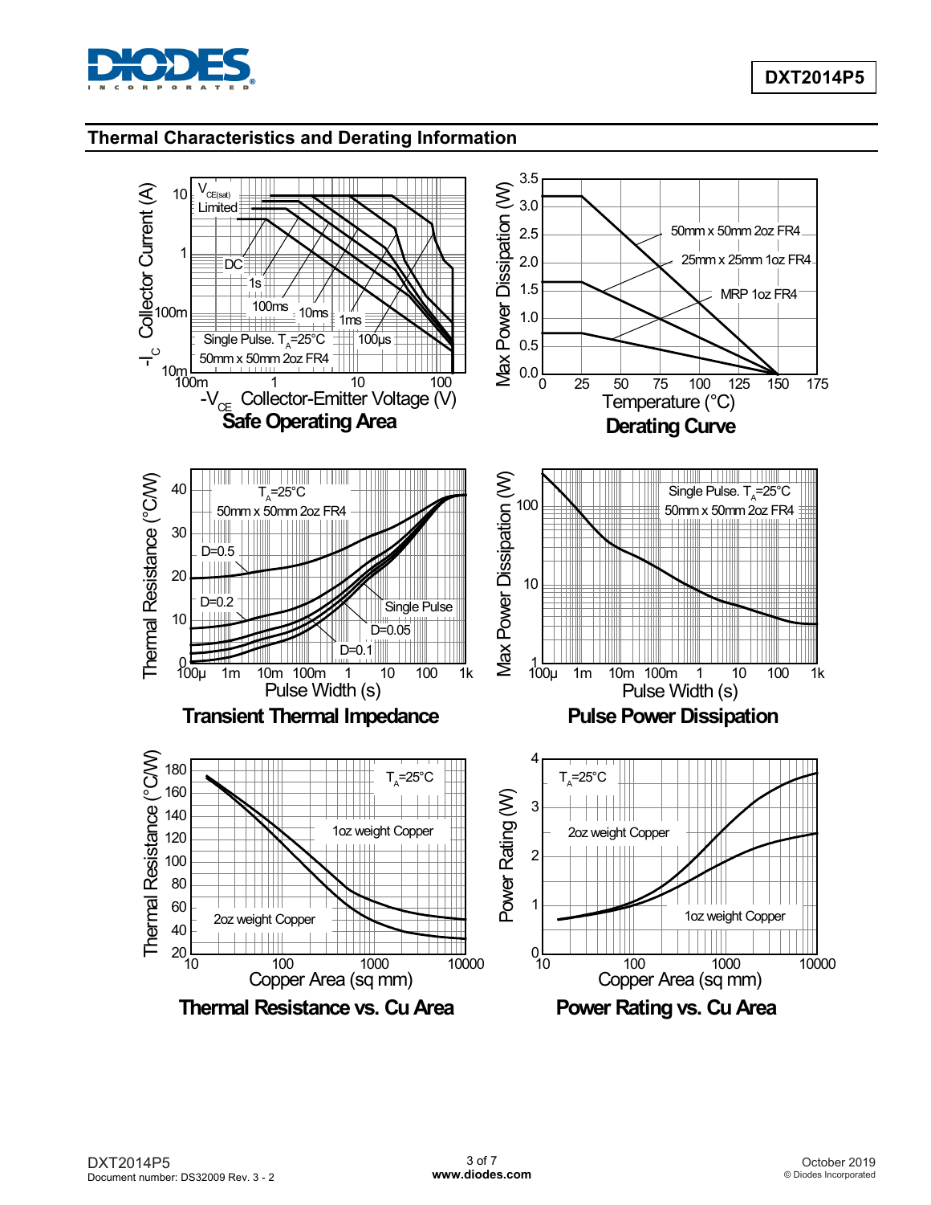## Thermal Characteristics and Derating Information

**Safe Operating Area**

**Derating Curve**

**Transient Thermal Impedance**

**Pulse Power Dissipation**

**Thermal Resistance vs. Cu Area**

**Power Rating vs. Cu Area**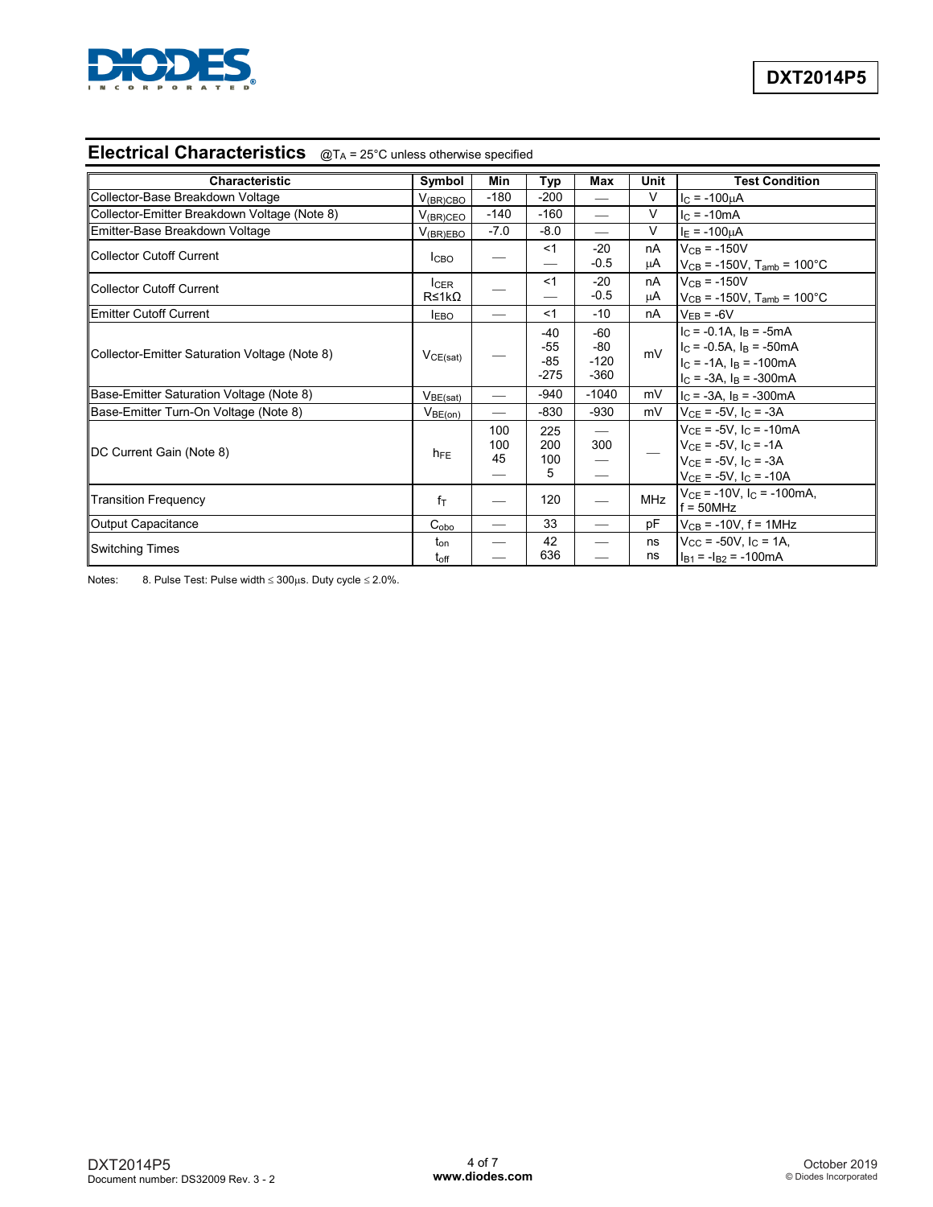## Electrical Characteristics @$T_A$ = 25°C unless otherwise specified

| Characteristic | Symbol | Min | Typ | Max | Unit | Test Condition |
|---|---|---|---|---|---|---|
| Collector-Base Breakdown Voltage | $V_{(BR)CBO}$ | -180 | -200 | — | V | $I_C$ = -100μA |
| Collector-Emitter Breakdown Voltage (Note 8) | $V_{(BR)CEO}$ | -140 | -160 | — | V | $I_C$ = -10mA |
| Emitter-Base Breakdown Voltage | $V_{(BR)EBO}$ | -7.0 | -8.0 | — | V | $I_E$ = -100μA |
| Collector Cutoff Current | $I_{CBO}$ | — | <1<br>— | -20<br>-0.5 | nA<br>μA | $V_{CB}$ = -150V<br>$V_{CB}$ = -150V, $T_{amb}$ = 100°C |
| Collector Cutoff Current | $I_{CER}$<br>R≤1kΩ | — | <1<br>— | -20<br>-0.5 | nA<br>μA | $V_{CB}$ = -150V<br>$V_{CB}$ = -150V, $T_{amb}$ = 100°C |
| Emitter Cutoff Current | $I_{EBO}$ | — | <1 | -10 | nA | $V_{EB}$ = -6V |
| Collector-Emitter Saturation Voltage (Note 8) | $V_{CE(sat)}$ | — | -40<br>-55<br>-85<br>-275 | -60<br>-80<br>-120<br>-360 | mV | $I_C$ = -0.1A, $I_B$ = -5mA<br>$I_C$ = -0.5A, $I_B$ = -50mA<br>$I_C$ = -1A, $I_B$ = -100mA<br>$I_C$ = -3A, $I_B$ = -300mA |
| Base-Emitter Saturation Voltage (Note 8) | $V_{BE(sat)}$ | — | -940 | -1040 | mV | $I_C$ = -3A, $I_B$ = -300mA |
| Base-Emitter Turn-On Voltage (Note 8) | $V_{BE(on)}$ | — | -830 | -930 | mV | $V_{CE}$ = -5V, $I_C$ = -3A |
| DC Current Gain (Note 8) | $h_{FE}$ | 100<br>100<br>45<br>— | 225<br>200<br>100<br>5 | —<br>300<br>—<br>— | — | $V_{CE}$ = -5V, $I_C$ = -10mA<br>$V_{CE}$ = -5V, $I_C$ = -1A<br>$V_{CE}$ = -5V, $I_C$ = -3A<br>$V_{CE}$ = -5V, $I_C$ = -10A |
| Transition Frequency | $f_T$ | — | 120 | — | MHz | $V_{CE}$ = -10V, $I_C$ = -100mA,<br>f = 50MHz |
| Output Capacitance | $C_{obo}$ | — | 33 | — | pF | $V_{CB}$ = -10V, f = 1MHz |
| Switching Times | $t_{on}$<br>$t_{off}$ | — | 42<br>636 | — | ns<br>ns | $V_{CC}$ = -50V, $I_C$ = 1A,<br>$I_{B1}$ = -$I_{B2}$ = -100mA |

Notes: 8. Pulse Test: Pulse width ≤ 300μs. Duty cycle ≤ 2.0%.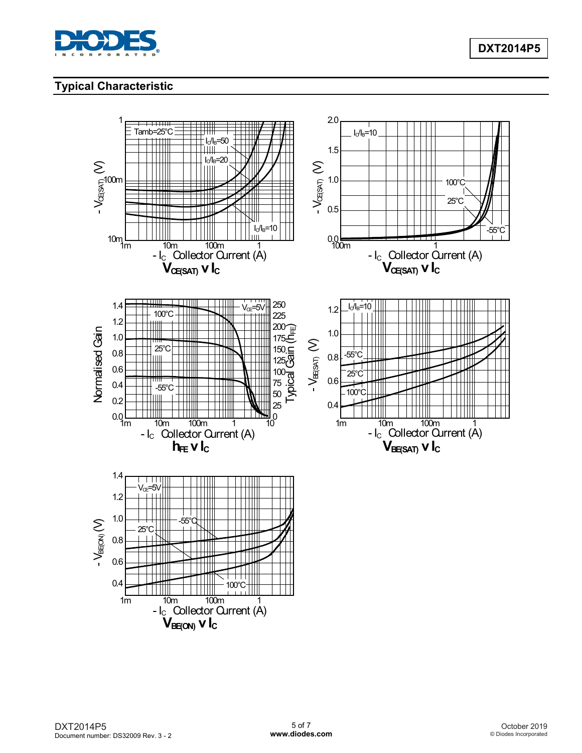## Typical Characteristic

**$V_{CE(SAT)}$ v $I_C$** (Tamb=25°C; $I_C/I_B$=50, $I_C/I_B$=20, $I_C/I_B$=10)

**$V_{CE(SAT)}$ v $I_C$** ($I_C/I_B$=10; 100°C, 25°C, -55°C)

**$h_{FE}$ v $I_C$** ($V_{CE}$=5V; 100°C, 25°C, -55°C)

**$V_{BE(SAT)}$ v $I_C$** ($I_C/I_B$=10; -55°C, 25°C, 100°C)

**$V_{BE(ON)}$ v $I_C$** ($V_{CE}$=5V; -55°C, 25°C, 100°C)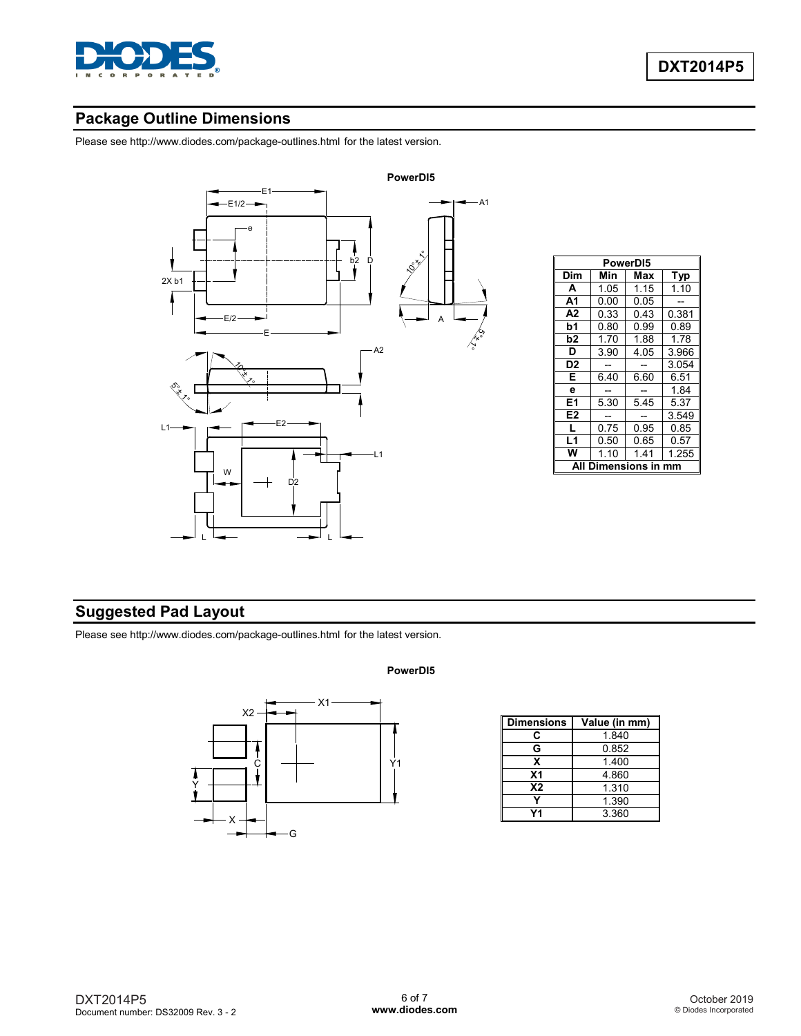## Package Outline Dimensions

Please see http://www.diodes.com/package-outlines.html for the latest version.

**PowerDI5**

| PowerDI5 | | | |
|---|---|---|---|
| **Dim** | **Min** | **Max** | **Typ** |
| **A** | 1.05 | 1.15 | 1.10 |
| **A1** | 0.00 | 0.05 | -- |
| **A2** | 0.33 | 0.43 | 0.381 |
| **b1** | 0.80 | 0.99 | 0.89 |
| **b2** | 1.70 | 1.88 | 1.78 |
| **D** | 3.90 | 4.05 | 3.966 |
| **D2** | -- | -- | 3.054 |
| **E** | 6.40 | 6.60 | 6.51 |
| **e** | -- | -- | 1.84 |
| **E1** | 5.30 | 5.45 | 5.37 |
| **E2** | -- | -- | 3.549 |
| **L** | 0.75 | 0.95 | 0.85 |
| **L1** | 0.50 | 0.65 | 0.57 |
| **W** | 1.10 | 1.41 | 1.255 |
| **All Dimensions in mm** | | | |

## Suggested Pad Layout

Please see http://www.diodes.com/package-outlines.html for the latest version.

**PowerDI5**

| Dimensions | Value (in mm) |
|---|---|
| **C** | 1.840 |
| **G** | 0.852 |
| **X** | 1.400 |
| **X1** | 4.860 |
| **X2** | 1.310 |
| **Y** | 1.390 |
| **Y1** | 3.360 |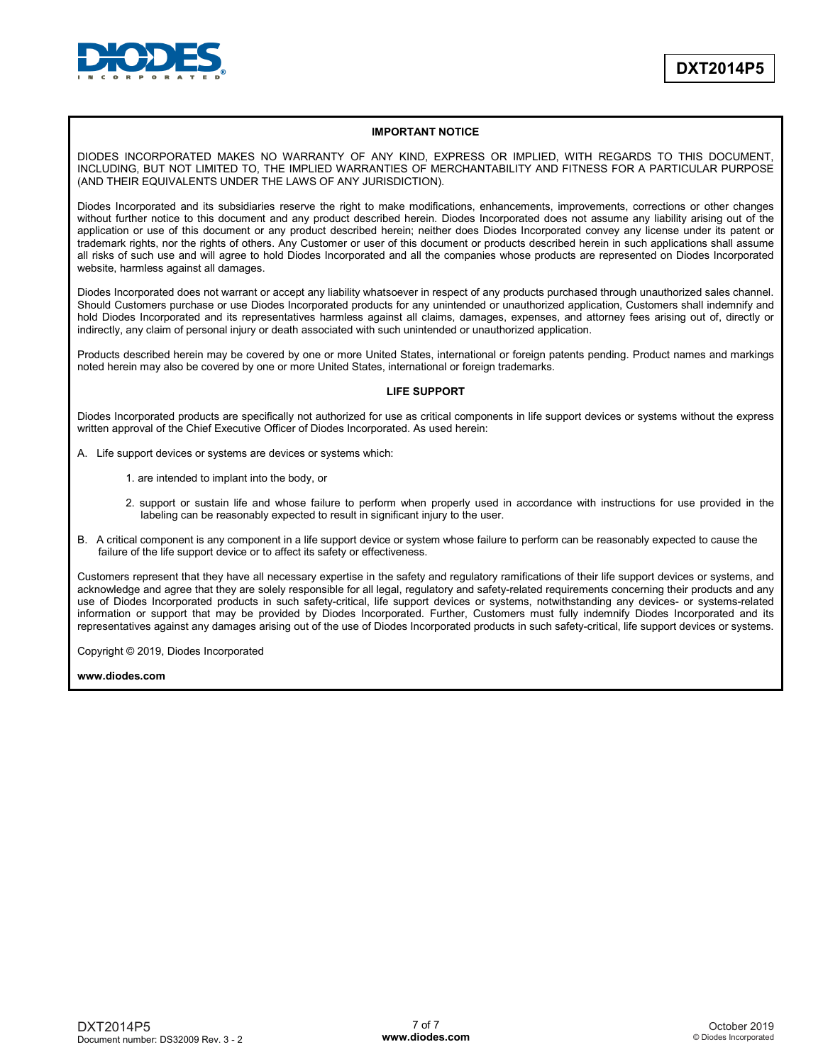## IMPORTANT NOTICE

DIODES INCORPORATED MAKES NO WARRANTY OF ANY KIND, EXPRESS OR IMPLIED, WITH REGARDS TO THIS DOCUMENT, INCLUDING, BUT NOT LIMITED TO, THE IMPLIED WARRANTIES OF MERCHANTABILITY AND FITNESS FOR A PARTICULAR PURPOSE (AND THEIR EQUIVALENTS UNDER THE LAWS OF ANY JURISDICTION).

Diodes Incorporated and its subsidiaries reserve the right to make modifications, enhancements, improvements, corrections or other changes without further notice to this document and any product described herein. Diodes Incorporated does not assume any liability arising out of the application or use of this document or any product described herein; neither does Diodes Incorporated convey any license under its patent or trademark rights, nor the rights of others. Any Customer or user of this document or products described herein in such applications shall assume all risks of such use and will agree to hold Diodes Incorporated and all the companies whose products are represented on Diodes Incorporated website, harmless against all damages.

Diodes Incorporated does not warrant or accept any liability whatsoever in respect of any products purchased through unauthorized sales channel. Should Customers purchase or use Diodes Incorporated products for any unintended or unauthorized application, Customers shall indemnify and hold Diodes Incorporated and its representatives harmless against all claims, damages, expenses, and attorney fees arising out of, directly or indirectly, any claim of personal injury or death associated with such unintended or unauthorized application.

Products described herein may be covered by one or more United States, international or foreign patents pending. Product names and markings noted herein may also be covered by one or more United States, international or foreign trademarks.

## LIFE SUPPORT

Diodes Incorporated products are specifically not authorized for use as critical components in life support devices or systems without the express written approval of the Chief Executive Officer of Diodes Incorporated. As used herein:

A. Life support devices or systems are devices or systems which:

1. are intended to implant into the body, or

2. support or sustain life and whose failure to perform when properly used in accordance with instructions for use provided in the labeling can be reasonably expected to result in significant injury to the user.

B. A critical component is any component in a life support device or system whose failure to perform can be reasonably expected to cause the failure of the life support device or to affect its safety or effectiveness.

Customers represent that they have all necessary expertise in the safety and regulatory ramifications of their life support devices or systems, and acknowledge and agree that they are solely responsible for all legal, regulatory and safety-related requirements concerning their products and any use of Diodes Incorporated products in such safety-critical, life support devices or systems, notwithstanding any devices- or systems-related information or support that may be provided by Diodes Incorporated. Further, Customers must fully indemnify Diodes Incorporated and its representatives against any damages arising out of the use of Diodes Incorporated products in such safety-critical, life support devices or systems.

Copyright © 2019, Diodes Incorporated

**www.diodes.com**